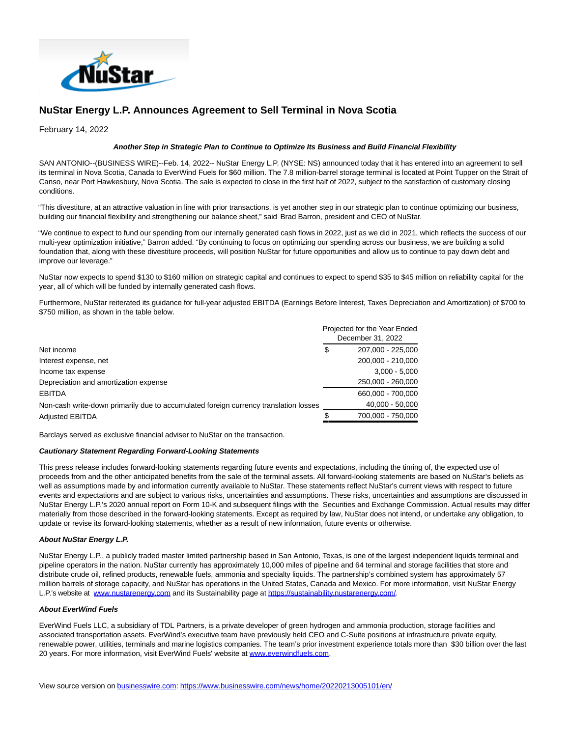# NuStar Energy L.P. Announces Agreement to Sell Terminal in Nova Scotia

February 14, 2022

***Another Step in Strategic Plan to Continue to Optimize Its Business and Build Financial Flexibility***

SAN ANTONIO--(BUSINESS WIRE)--Feb. 14, 2022-- NuStar Energy L.P. (NYSE: NS) announced today that it has entered into an agreement to sell its terminal in Nova Scotia, Canada to EverWind Fuels for $60 million. The 7.8 million-barrel storage terminal is located at Point Tupper on the Strait of Canso, near Port Hawkesbury, Nova Scotia. The sale is expected to close in the first half of 2022, subject to the satisfaction of customary closing conditions.

"This divestiture, at an attractive valuation in line with prior transactions, is yet another step in our strategic plan to continue optimizing our business, building our financial flexibility and strengthening our balance sheet," said Brad Barron, president and CEO of NuStar.

"We continue to expect to fund our spending from our internally generated cash flows in 2022, just as we did in 2021, which reflects the success of our multi-year optimization initiative," Barron added. "By continuing to focus on optimizing our spending across our business, we are building a solid foundation that, along with these divestiture proceeds, will position NuStar for future opportunities and allow us to continue to pay down debt and improve our leverage."

NuStar now expects to spend $130 to $160 million on strategic capital and continues to expect to spend $35 to $45 million on reliability capital for the year, all of which will be funded by internally generated cash flows.

Furthermore, NuStar reiterated its guidance for full-year adjusted EBITDA (Earnings Before Interest, Taxes Depreciation and Amortization) of $700 to $750 million, as shown in the table below.

| | | Projected for the Year Ended December 31, 2022 |
|---|---|---|
| Net income | $ | 207,000 - 225,000 |
| Interest expense, net | | 200,000 - 210,000 |
| Income tax expense | | 3,000 - 5,000 |
| Depreciation and amortization expense | | 250,000 - 260,000 |
| EBITDA | | 660,000 - 700,000 |
| Non-cash write-down primarily due to accumulated foreign currency translation losses | | 40,000 - 50,000 |
| Adjusted EBITDA | $ | 700,000 - 750,000 |

Barclays served as exclusive financial adviser to NuStar on the transaction.

***Cautionary Statement Regarding Forward-Looking Statements***

This press release includes forward-looking statements regarding future events and expectations, including the timing of, the expected use of proceeds from and the other anticipated benefits from the sale of the terminal assets. All forward-looking statements are based on NuStar's beliefs as well as assumptions made by and information currently available to NuStar. These statements reflect NuStar's current views with respect to future events and expectations and are subject to various risks, uncertainties and assumptions. These risks, uncertainties and assumptions are discussed in NuStar Energy L.P.'s 2020 annual report on Form 10-K and subsequent filings with the Securities and Exchange Commission. Actual results may differ materially from those described in the forward-looking statements. Except as required by law, NuStar does not intend, or undertake any obligation, to update or revise its forward-looking statements, whether as a result of new information, future events or otherwise.

***About NuStar Energy L.P.***

NuStar Energy L.P., a publicly traded master limited partnership based in San Antonio, Texas, is one of the largest independent liquids terminal and pipeline operators in the nation. NuStar currently has approximately 10,000 miles of pipeline and 64 terminal and storage facilities that store and distribute crude oil, refined products, renewable fuels, ammonia and specialty liquids. The partnership's combined system has approximately 57 million barrels of storage capacity, and NuStar has operations in the United States, Canada and Mexico. For more information, visit NuStar Energy L.P.'s website at www.nustarenergy.com and its Sustainability page at https://sustainability.nustarenergy.com/.

***About EverWind Fuels***

EverWind Fuels LLC, a subsidiary of TDL Partners, is a private developer of green hydrogen and ammonia production, storage facilities and associated transportation assets. EverWind's executive team have previously held CEO and C-Suite positions at infrastructure private equity, renewable power, utilities, terminals and marine logistics companies. The team's prior investment experience totals more than $30 billion over the last 20 years. For more information, visit EverWind Fuels' website at www.everwindfuels.com.

View source version on businesswire.com: https://www.businesswire.com/news/home/20220213005101/en/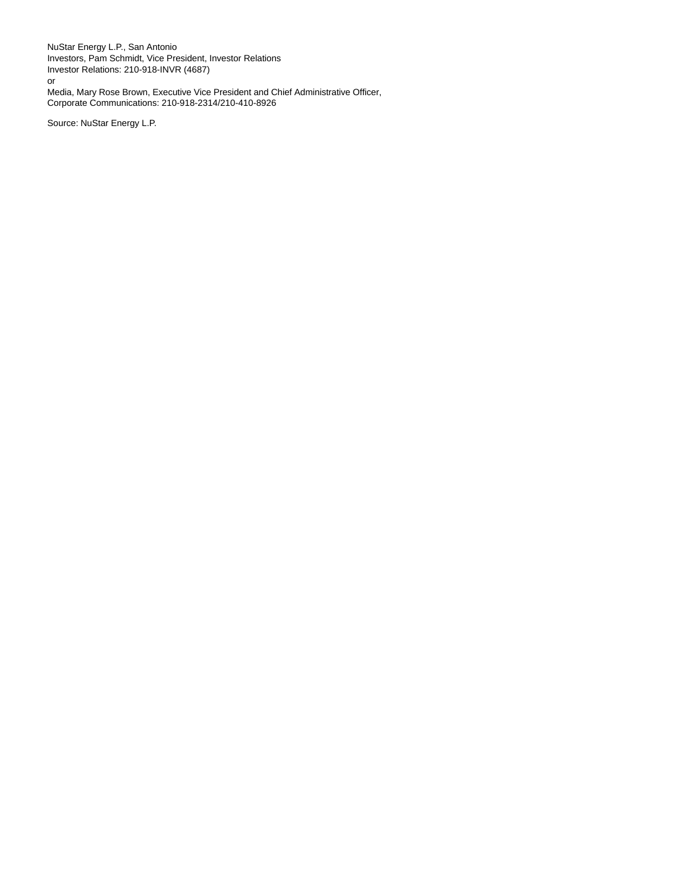NuStar Energy L.P., San Antonio
Investors, Pam Schmidt, Vice President, Investor Relations
Investor Relations: 210-918-INVR (4687)
or
Media, Mary Rose Brown, Executive Vice President and Chief Administrative Officer,
Corporate Communications: 210-918-2314/210-410-8926

Source: NuStar Energy L.P.